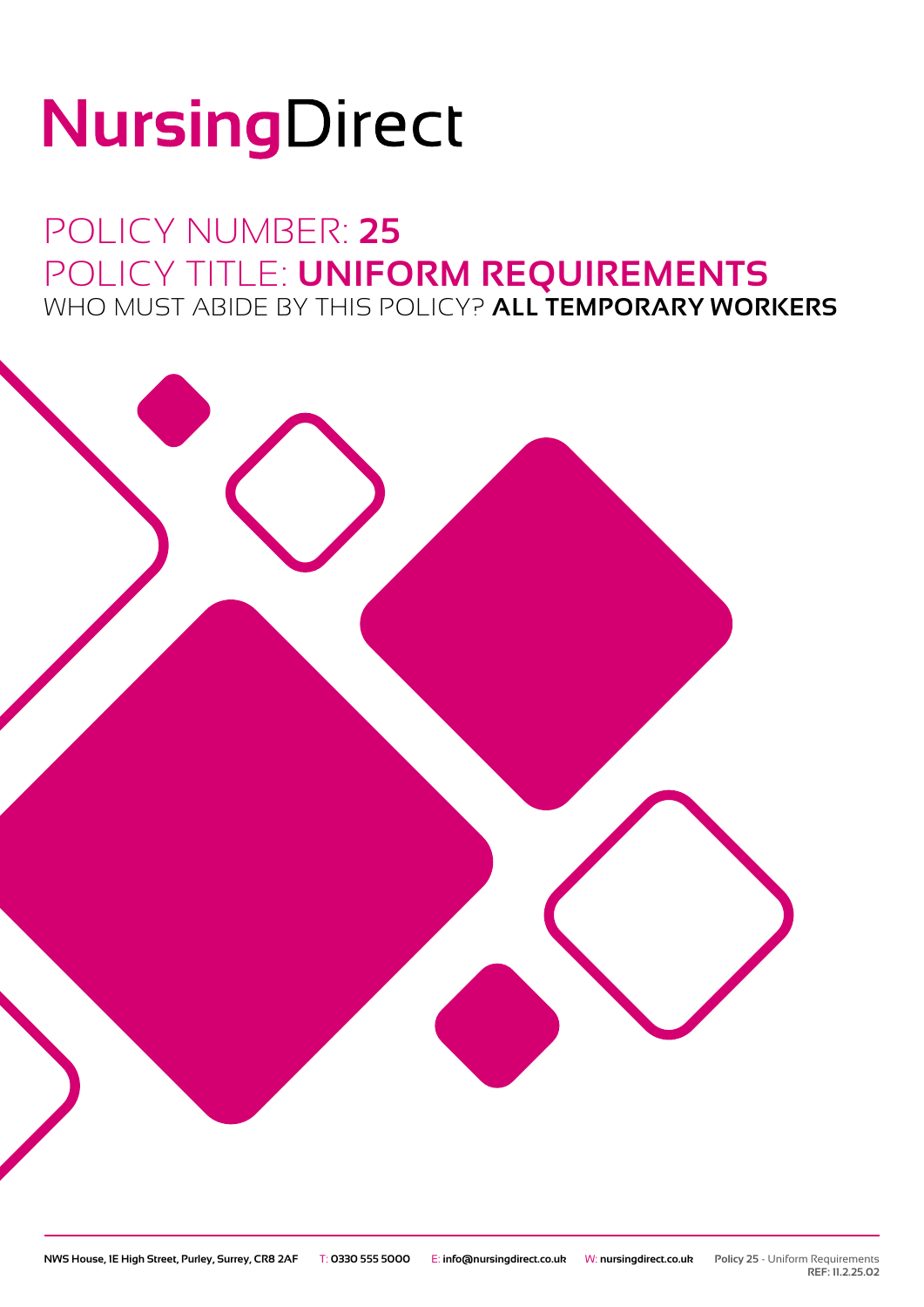# NursingDirect

## POLICY NUMBER: **25**
## POLICY TITLE: **UNIFORM REQUIREMENTS**
### WHO MUST ABIDE BY THIS POLICY? **ALL TEMPORARY WORKERS**

NWS House, 1E High Street, Purley, Surrey, CR8 2AF T: 0330 555 5000 E: info@nursingdirect.co.uk W: nursingdirect.co.uk

**Policy 25** - Uniform Requirements
**REF: 11.2.25.02**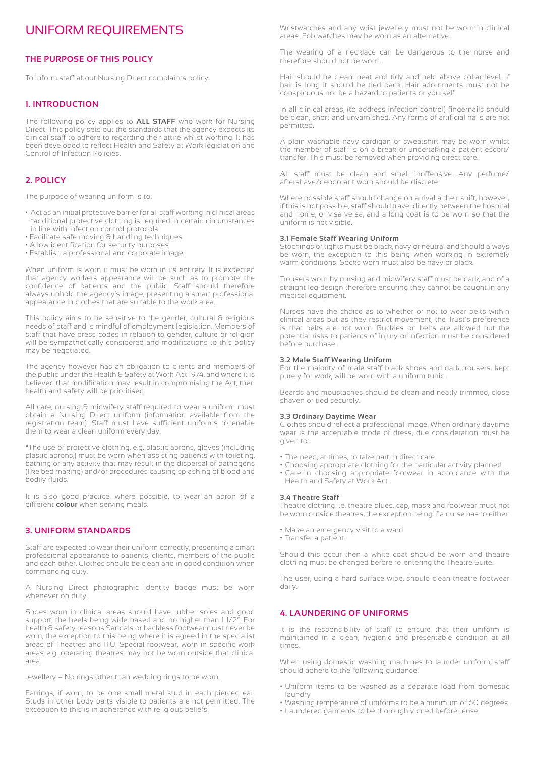# UNIFORM REQUIREMENTS

## THE PURPOSE OF THIS POLICY

To inform staff about Nursing Direct complaints policy.

## 1. INTRODUCTION

The following policy applies to **ALL STAFF** who work for Nursing Direct. This policy sets out the standards that the agency expects its clinical staff to adhere to regarding their attire whilst working. It has been developed to reflect Health and Safety at Work legislation and Control of Infection Policies.

## 2. POLICY

The purpose of wearing uniform is to:

- Act as an initial protective barrier for all staff working in clinical areas *additional protective clothing is required in certain circumstances in line with infection control protocols
- Facilitate safe moving & handling techniques
- Allow identification for security purposes
- Establish a professional and corporate image.

When uniform is worn it must be worn in its entirety. It is expected that agency workers appearance will be such as to promote the confidence of patients and the public. Staff should therefore always uphold the agency's image, presenting a smart professional appearance in clothes that are suitable to the work area.

This policy aims to be sensitive to the gender, cultural & religious needs of staff and is mindful of employment legislation. Members of staff that have dress codes in relation to gender, culture or religion will be sympathetically considered and modifications to this policy may be negotiated.

The agency however has an obligation to clients and members of the public under the Health & Safety at Work Act 1974, and where it is believed that modification may result in compromising the Act, then health and safety will be prioritised.

All care, nursing & midwifery staff required to wear a uniform must obtain a Nursing Direct uniform (information available from the registration team). Staff must have sufficient uniforms to enable them to wear a clean uniform every day.

*The use of protective clothing, e.g. plastic aprons, gloves (including plastic aprons,) must be worn when assisting patients with toileting, bathing or any activity that may result in the dispersal of pathogens (like bed making) and/or procedures causing splashing of blood and bodily fluids.

It is also good practice, where possible, to wear an apron of a different **colour** when serving meals.

## 3. UNIFORM STANDARDS

Staff are expected to wear their uniform correctly, presenting a smart professional appearance to patients, clients, members of the public and each other. Clothes should be clean and in good condition when commencing duty.

A Nursing Direct photographic identity badge must be worn whenever on duty.

Shoes worn in clinical areas should have rubber soles and good support, the heels being wide based and no higher than 1 1/2". For health & safety reasons Sandals or backless footwear must never be worn, the exception to this being where it is agreed in the specialist areas of Theatres and ITU. Special footwear, worn in specific work areas e.g. operating theatres may not be worn outside that clinical area.

Jewellery – No rings other than wedding rings to be worn.

Earrings, if worn, to be one small metal stud in each pierced ear. Studs in other body parts visible to patients are not permitted. The exception to this is in adherence with religious beliefs.

Wristwatches and any wrist jewellery must not be worn in clinical areas. Fob watches may be worn as an alternative.

The wearing of a necklace can be dangerous to the nurse and therefore should not be worn.

Hair should be clean, neat and tidy and held above collar level. If hair is long it should be tied back. Hair adornments must not be conspicuous nor be a hazard to patients or yourself.

In all clinical areas, (to address infection control) fingernails should be clean, short and unvarnished. Any forms of artificial nails are not permitted.

A plain washable navy cardigan or sweatshirt may be worn whilst the member of staff is on a break or undertaking a patient escort/ transfer. This must be removed when providing direct care.

All staff must be clean and smell inoffensive. Any perfume/ aftershave/deodorant worn should be discrete.

Where possible staff should change on arrival a their shift, however, if this is not possible, staff should travel directly between the hospital and home, or visa versa, and a long coat is to be worn so that the uniform is not visible.

### 3.1 Female Staff Wearing Uniform

Stockings or tights must be black, navy or neutral and should always be worn, the exception to this being when working in extremely warm conditions. Socks worn must also be navy or black.

Trousers worn by nursing and midwifery staff must be dark, and of a straight leg design therefore ensuring they cannot be caught in any medical equipment.

Nurses have the choice as to whether or not to wear belts within clinical areas but as they restrict movement, the Trust's preference is that belts are not worn. Buckles on belts are allowed but the potential risks to patients of injury or infection must be considered before purchase.

### 3.2 Male Staff Wearing Uniform

For the majority of male staff black shoes and dark trousers, kept purely for work, will be worn with a uniform tunic.

Beards and moustaches should be clean and neatly trimmed, close shaven or tied securely.

### 3.3 Ordinary Daytime Wear

Clothes should reflect a professional image. When ordinary daytime wear is the acceptable mode of dress, due consideration must be given to:

- The need, at times, to take part in direct care.
- Choosing appropriate clothing for the particular activity planned.
- Care in choosing appropriate footwear in accordance with the Health and Safety at Work Act.

### 3.4 Theatre Staff

Theatre clothing i.e. theatre blues, cap, mask and footwear must not be worn outside theatres, the exception being if a nurse has to either:

- Make an emergency visit to a ward
- Transfer a patient.

Should this occur then a white coat should be worn and theatre clothing must be changed before re-entering the Theatre Suite.

The user, using a hard surface wipe, should clean theatre footwear daily.

## 4. LAUNDERING OF UNIFORMS

It is the responsibility of staff to ensure that their uniform is maintained in a clean, hygienic and presentable condition at all times.

When using domestic washing machines to launder uniform, staff should adhere to the following guidance:

- Uniform items to be washed as a separate load from domestic laundry
- Washing temperature of uniforms to be a minimum of 60 degrees.
- Laundered garments to be thoroughly dried before reuse.